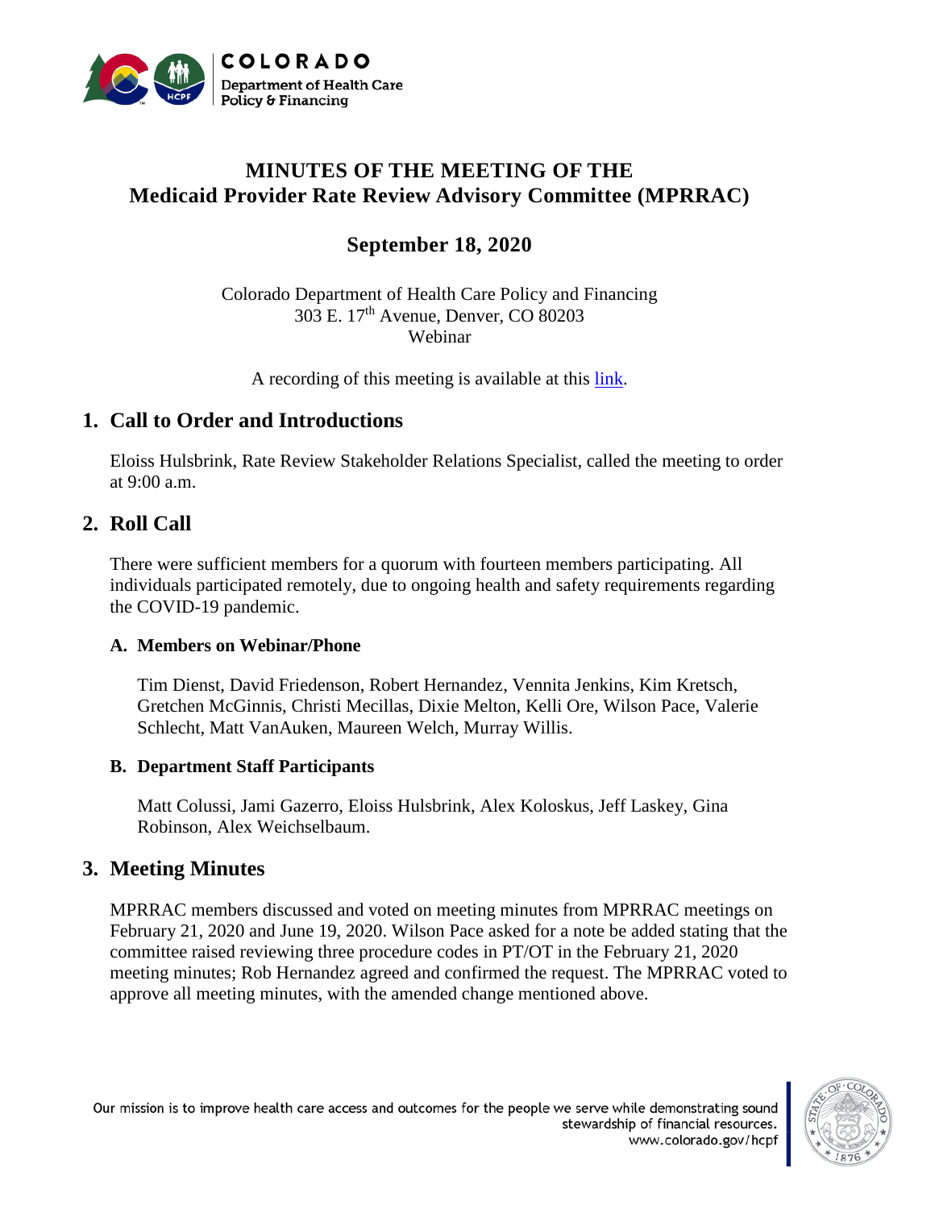# MINUTES OF THE MEETING OF THE Medicaid Provider Rate Review Advisory Committee (MPRRAC)

## September 18, 2020

Colorado Department of Health Care Policy and Financing
303 E. 17th Avenue, Denver, CO 80203
Webinar

A recording of this meeting is available at this link.

## 1. Call to Order and Introductions

Eloiss Hulsbrink, Rate Review Stakeholder Relations Specialist, called the meeting to order at 9:00 a.m.

## 2. Roll Call

There were sufficient members for a quorum with fourteen members participating. All individuals participated remotely, due to ongoing health and safety requirements regarding the COVID-19 pandemic.

### A. Members on Webinar/Phone

Tim Dienst, David Friedenson, Robert Hernandez, Vennita Jenkins, Kim Kretsch, Gretchen McGinnis, Christi Mecillas, Dixie Melton, Kelli Ore, Wilson Pace, Valerie Schlecht, Matt VanAuken, Maureen Welch, Murray Willis.

### B. Department Staff Participants

Matt Colussi, Jami Gazerro, Eloiss Hulsbrink, Alex Koloskus, Jeff Laskey, Gina Robinson, Alex Weichselbaum.

## 3. Meeting Minutes

MPRRAC members discussed and voted on meeting minutes from MPRRAC meetings on February 21, 2020 and June 19, 2020. Wilson Pace asked for a note be added stating that the committee raised reviewing three procedure codes in PT/OT in the February 21, 2020 meeting minutes; Rob Hernandez agreed and confirmed the request. The MPRRAC voted to approve all meeting minutes, with the amended change mentioned above.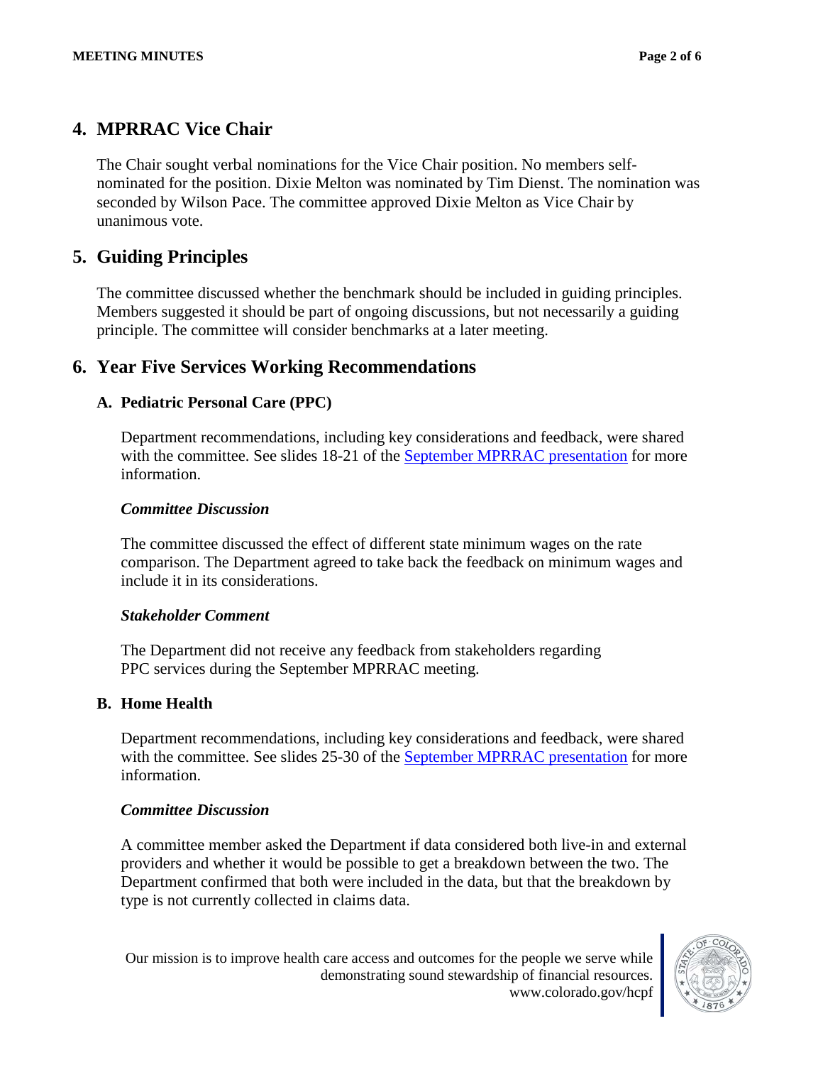## 4. MPRRAC Vice Chair

The Chair sought verbal nominations for the Vice Chair position. No members self-nominated for the position. Dixie Melton was nominated by Tim Dienst. The nomination was seconded by Wilson Pace. The committee approved Dixie Melton as Vice Chair by unanimous vote.

## 5. Guiding Principles

The committee discussed whether the benchmark should be included in guiding principles. Members suggested it should be part of ongoing discussions, but not necessarily a guiding principle. The committee will consider benchmarks at a later meeting.

## 6. Year Five Services Working Recommendations

### A. Pediatric Personal Care (PPC)

Department recommendations, including key considerations and feedback, were shared with the committee. See slides 18-21 of the September MPRRAC presentation for more information.

***Committee Discussion***

The committee discussed the effect of different state minimum wages on the rate comparison. The Department agreed to take back the feedback on minimum wages and include it in its considerations.

***Stakeholder Comment***

The Department did not receive any feedback from stakeholders regarding PPC services during the September MPRRAC meeting.

### B. Home Health

Department recommendations, including key considerations and feedback, were shared with the committee. See slides 25-30 of the September MPRRAC presentation for more information.

***Committee Discussion***

A committee member asked the Department if data considered both live-in and external providers and whether it would be possible to get a breakdown between the two. The Department confirmed that both were included in the data, but that the breakdown by type is not currently collected in claims data.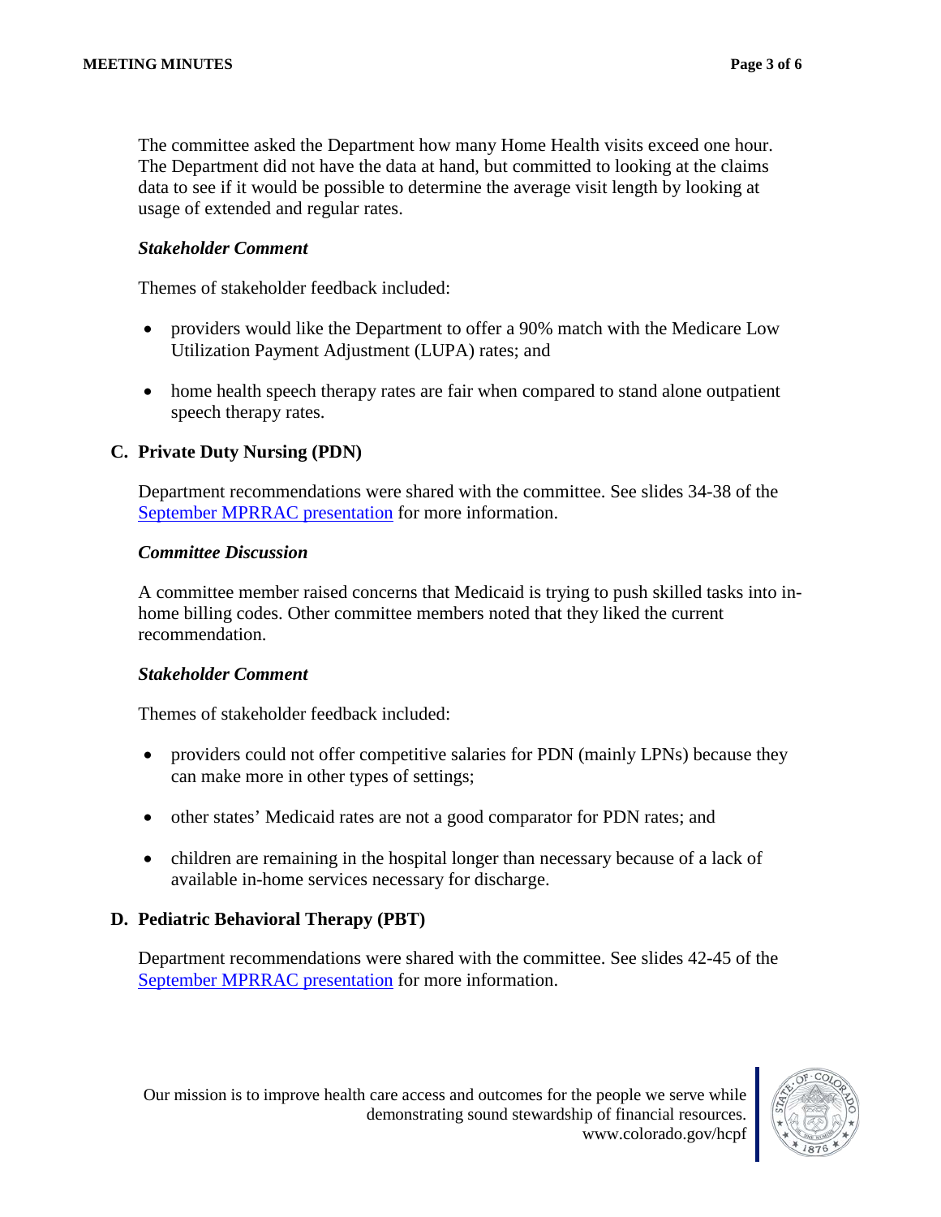The committee asked the Department how many Home Health visits exceed one hour. The Department did not have the data at hand, but committed to looking at the claims data to see if it would be possible to determine the average visit length by looking at usage of extended and regular rates.

***Stakeholder Comment***

Themes of stakeholder feedback included:

- providers would like the Department to offer a 90% match with the Medicare Low Utilization Payment Adjustment (LUPA) rates; and
- home health speech therapy rates are fair when compared to stand alone outpatient speech therapy rates.

### C. Private Duty Nursing (PDN)

Department recommendations were shared with the committee. See slides 34-38 of the [September MPRRAC presentation](#) for more information.

***Committee Discussion***

A committee member raised concerns that Medicaid is trying to push skilled tasks into in-home billing codes. Other committee members noted that they liked the current recommendation.

***Stakeholder Comment***

Themes of stakeholder feedback included:

- providers could not offer competitive salaries for PDN (mainly LPNs) because they can make more in other types of settings;
- other states' Medicaid rates are not a good comparator for PDN rates; and
- children are remaining in the hospital longer than necessary because of a lack of available in-home services necessary for discharge.

### D. Pediatric Behavioral Therapy (PBT)

Department recommendations were shared with the committee. See slides 42-45 of the [September MPRRAC presentation](#) for more information.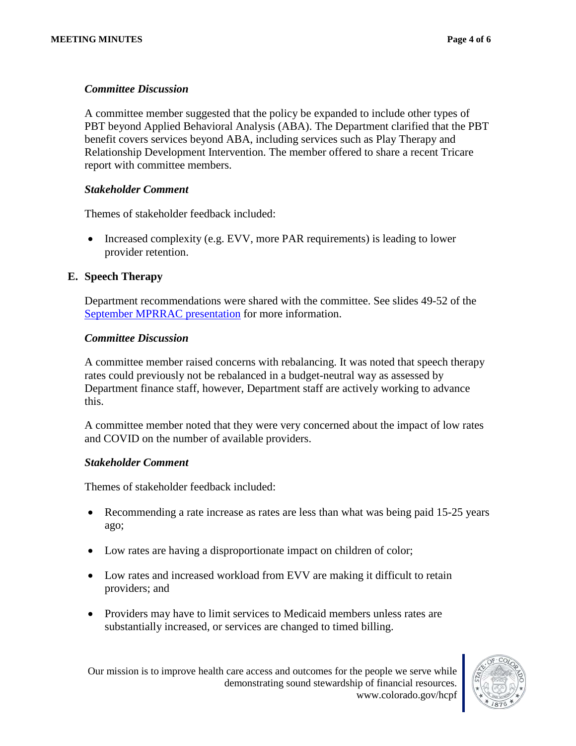*Committee Discussion*

A committee member suggested that the policy be expanded to include other types of PBT beyond Applied Behavioral Analysis (ABA). The Department clarified that the PBT benefit covers services beyond ABA, including services such as Play Therapy and Relationship Development Intervention. The member offered to share a recent Tricare report with committee members.

*Stakeholder Comment*

Themes of stakeholder feedback included:

- Increased complexity (e.g. EVV, more PAR requirements) is leading to lower provider retention.

### E. Speech Therapy

Department recommendations were shared with the committee. See slides 49-52 of the [September MPRRAC presentation] for more information.

*Committee Discussion*

A committee member raised concerns with rebalancing. It was noted that speech therapy rates could previously not be rebalanced in a budget-neutral way as assessed by Department finance staff, however, Department staff are actively working to advance this.

A committee member noted that they were very concerned about the impact of low rates and COVID on the number of available providers.

*Stakeholder Comment*

Themes of stakeholder feedback included:

- Recommending a rate increase as rates are less than what was being paid 15-25 years ago;
- Low rates are having a disproportionate impact on children of color;
- Low rates and increased workload from EVV are making it difficult to retain providers; and
- Providers may have to limit services to Medicaid members unless rates are substantially increased, or services are changed to timed billing.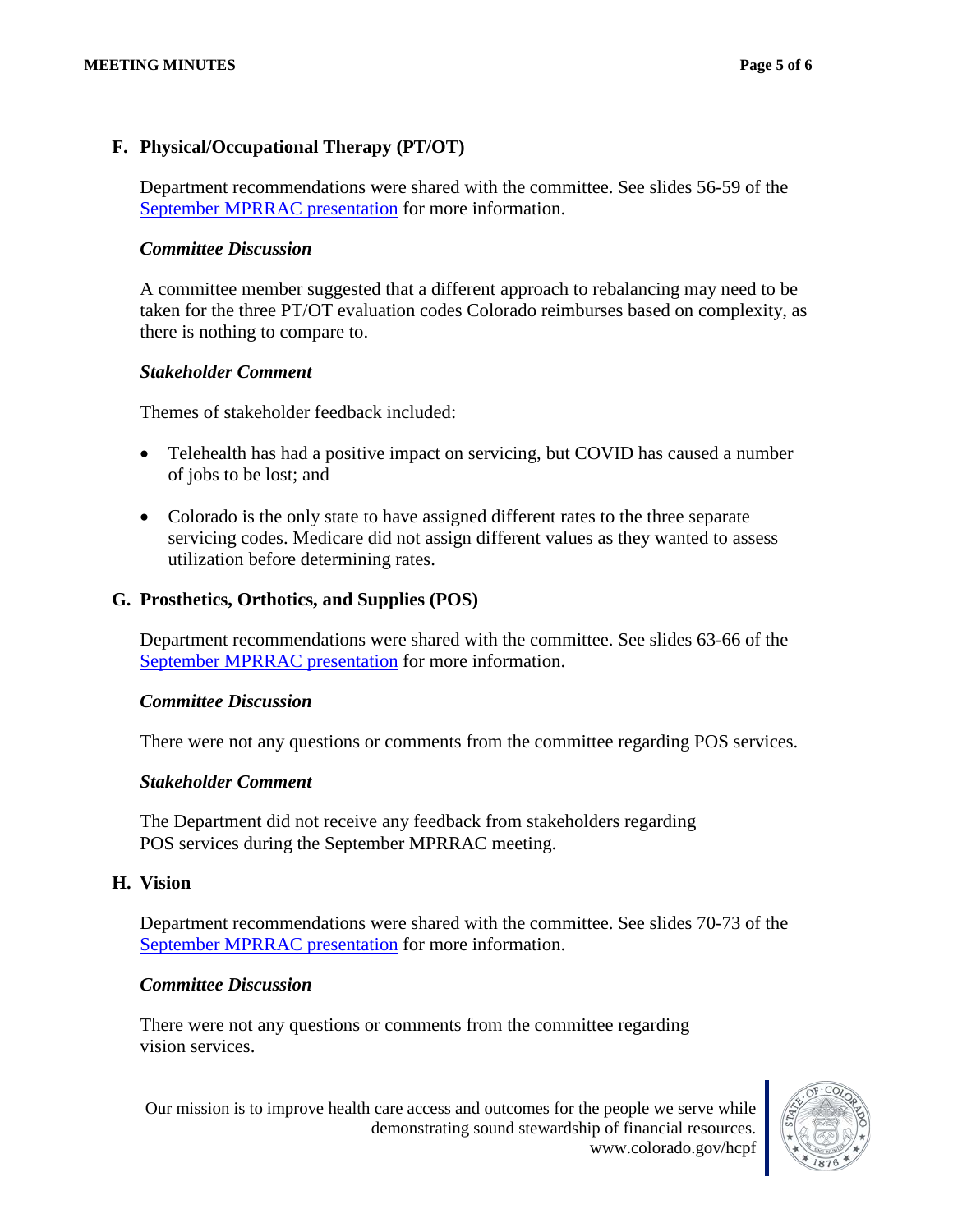## F. Physical/Occupational Therapy (PT/OT)

Department recommendations were shared with the committee. See slides 56-59 of the September MPRRAC presentation for more information.

### *Committee Discussion*

A committee member suggested that a different approach to rebalancing may need to be taken for the three PT/OT evaluation codes Colorado reimburses based on complexity, as there is nothing to compare to.

### *Stakeholder Comment*

Themes of stakeholder feedback included:

- Telehealth has had a positive impact on servicing, but COVID has caused a number of jobs to be lost; and
- Colorado is the only state to have assigned different rates to the three separate servicing codes. Medicare did not assign different values as they wanted to assess utilization before determining rates.

## G. Prosthetics, Orthotics, and Supplies (POS)

Department recommendations were shared with the committee. See slides 63-66 of the September MPRRAC presentation for more information.

### *Committee Discussion*

There were not any questions or comments from the committee regarding POS services.

### *Stakeholder Comment*

The Department did not receive any feedback from stakeholders regarding POS services during the September MPRRAC meeting.

## H. Vision

Department recommendations were shared with the committee. See slides 70-73 of the September MPRRAC presentation for more information.

### *Committee Discussion*

There were not any questions or comments from the committee regarding vision services.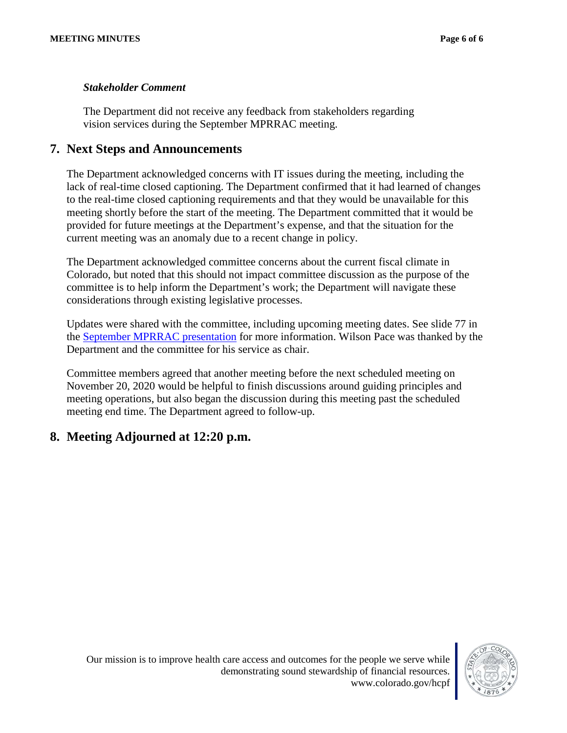### *Stakeholder Comment*

The Department did not receive any feedback from stakeholders regarding vision services during the September MPRRAC meeting.

## 7. Next Steps and Announcements

The Department acknowledged concerns with IT issues during the meeting, including the lack of real-time closed captioning. The Department confirmed that it had learned of changes to the real-time closed captioning requirements and that they would be unavailable for this meeting shortly before the start of the meeting. The Department committed that it would be provided for future meetings at the Department's expense, and that the situation for the current meeting was an anomaly due to a recent change in policy.

The Department acknowledged committee concerns about the current fiscal climate in Colorado, but noted that this should not impact committee discussion as the purpose of the committee is to help inform the Department's work; the Department will navigate these considerations through existing legislative processes.

Updates were shared with the committee, including upcoming meeting dates. See slide 77 in the September MPRRAC presentation for more information. Wilson Pace was thanked by the Department and the committee for his service as chair.

Committee members agreed that another meeting before the next scheduled meeting on November 20, 2020 would be helpful to finish discussions around guiding principles and meeting operations, but also began the discussion during this meeting past the scheduled meeting end time. The Department agreed to follow-up.

## 8. Meeting Adjourned at 12:20 p.m.

Our mission is to improve health care access and outcomes for the people we serve while demonstrating sound stewardship of financial resources.
www.colorado.gov/hcpf